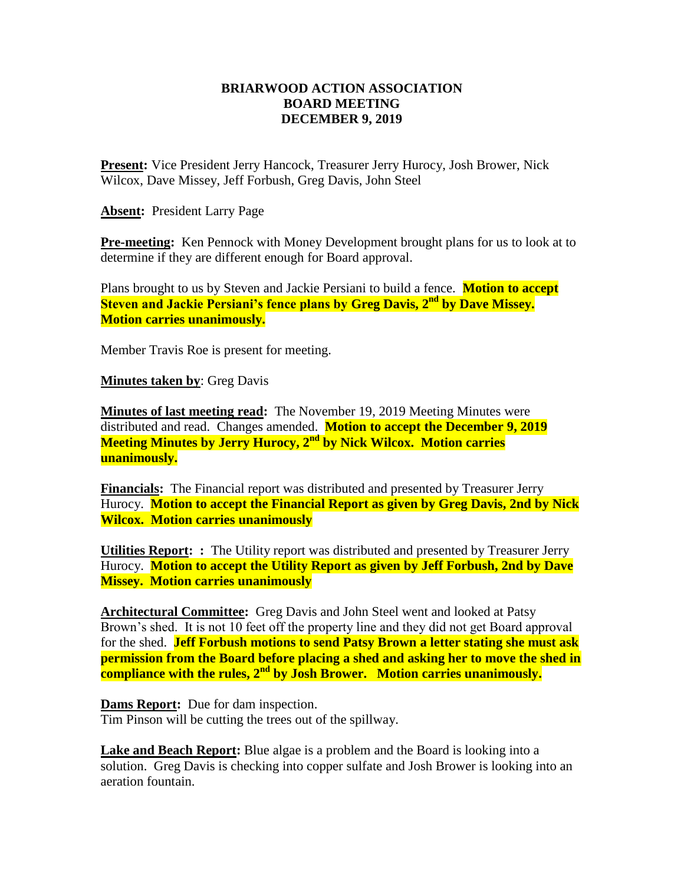**BRIARWOOD ACTION ASSOCIATION**
**BOARD MEETING**
**DECEMBER 9, 2019**

**Present:** Vice President Jerry Hancock, Treasurer Jerry Hurocy, Josh Brower, Nick Wilcox, Dave Missey, Jeff Forbush, Greg Davis, John Steel

**Absent:** President Larry Page

**Pre-meeting:** Ken Pennock with Money Development brought plans for us to look at to determine if they are different enough for Board approval.

Plans brought to us by Steven and Jackie Persiani to build a fence. **Motion to accept Steven and Jackie Persiani's fence plans by Greg Davis, 2nd by Dave Missey. Motion carries unanimously.**

Member Travis Roe is present for meeting.

**Minutes taken by**: Greg Davis

**Minutes of last meeting read:** The November 19, 2019 Meeting Minutes were distributed and read. Changes amended. **Motion to accept the December 9, 2019 Meeting Minutes by Jerry Hurocy, 2nd by Nick Wilcox. Motion carries unanimously.**

**Financials:** The Financial report was distributed and presented by Treasurer Jerry Hurocy. **Motion to accept the Financial Report as given by Greg Davis, 2nd by Nick Wilcox. Motion carries unanimously**

**Utilities Report: :** The Utility report was distributed and presented by Treasurer Jerry Hurocy. **Motion to accept the Utility Report as given by Jeff Forbush, 2nd by Dave Missey. Motion carries unanimously**

**Architectural Committee:** Greg Davis and John Steel went and looked at Patsy Brown's shed. It is not 10 feet off the property line and they did not get Board approval for the shed. **Jeff Forbush motions to send Patsy Brown a letter stating she must ask permission from the Board before placing a shed and asking her to move the shed in compliance with the rules, 2nd by Josh Brower. Motion carries unanimously.**

**Dams Report:** Due for dam inspection.
Tim Pinson will be cutting the trees out of the spillway.

**Lake and Beach Report:** Blue algae is a problem and the Board is looking into a solution. Greg Davis is checking into copper sulfate and Josh Brower is looking into an aeration fountain.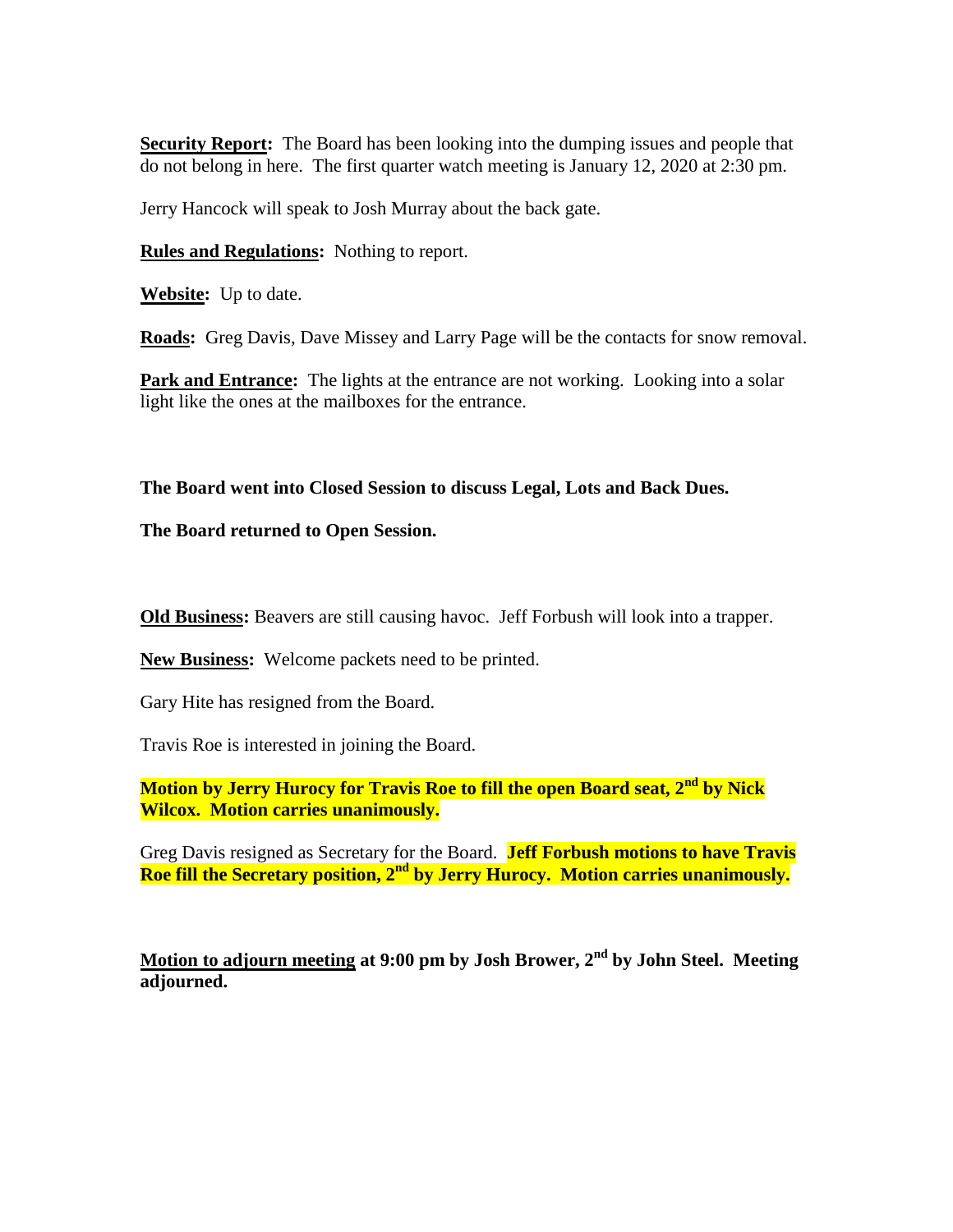**Security Report:** The Board has been looking into the dumping issues and people that do not belong in here. The first quarter watch meeting is January 12, 2020 at 2:30 pm.

Jerry Hancock will speak to Josh Murray about the back gate.

**Rules and Regulations:** Nothing to report.

**Website:** Up to date.

**Roads:** Greg Davis, Dave Missey and Larry Page will be the contacts for snow removal.

**Park and Entrance:** The lights at the entrance are not working. Looking into a solar light like the ones at the mailboxes for the entrance.

**The Board went into Closed Session to discuss Legal, Lots and Back Dues.**

**The Board returned to Open Session.**

**Old Business:** Beavers are still causing havoc. Jeff Forbush will look into a trapper.

**New Business:** Welcome packets need to be printed.

Gary Hite has resigned from the Board.

Travis Roe is interested in joining the Board.

**Motion by Jerry Hurocy for Travis Roe to fill the open Board seat, 2nd by Nick Wilcox. Motion carries unanimously.**

Greg Davis resigned as Secretary for the Board. **Jeff Forbush motions to have Travis Roe fill the Secretary position, 2nd by Jerry Hurocy. Motion carries unanimously.**

**Motion to adjourn meeting at 9:00 pm by Josh Brower, 2nd by John Steel. Meeting adjourned.**